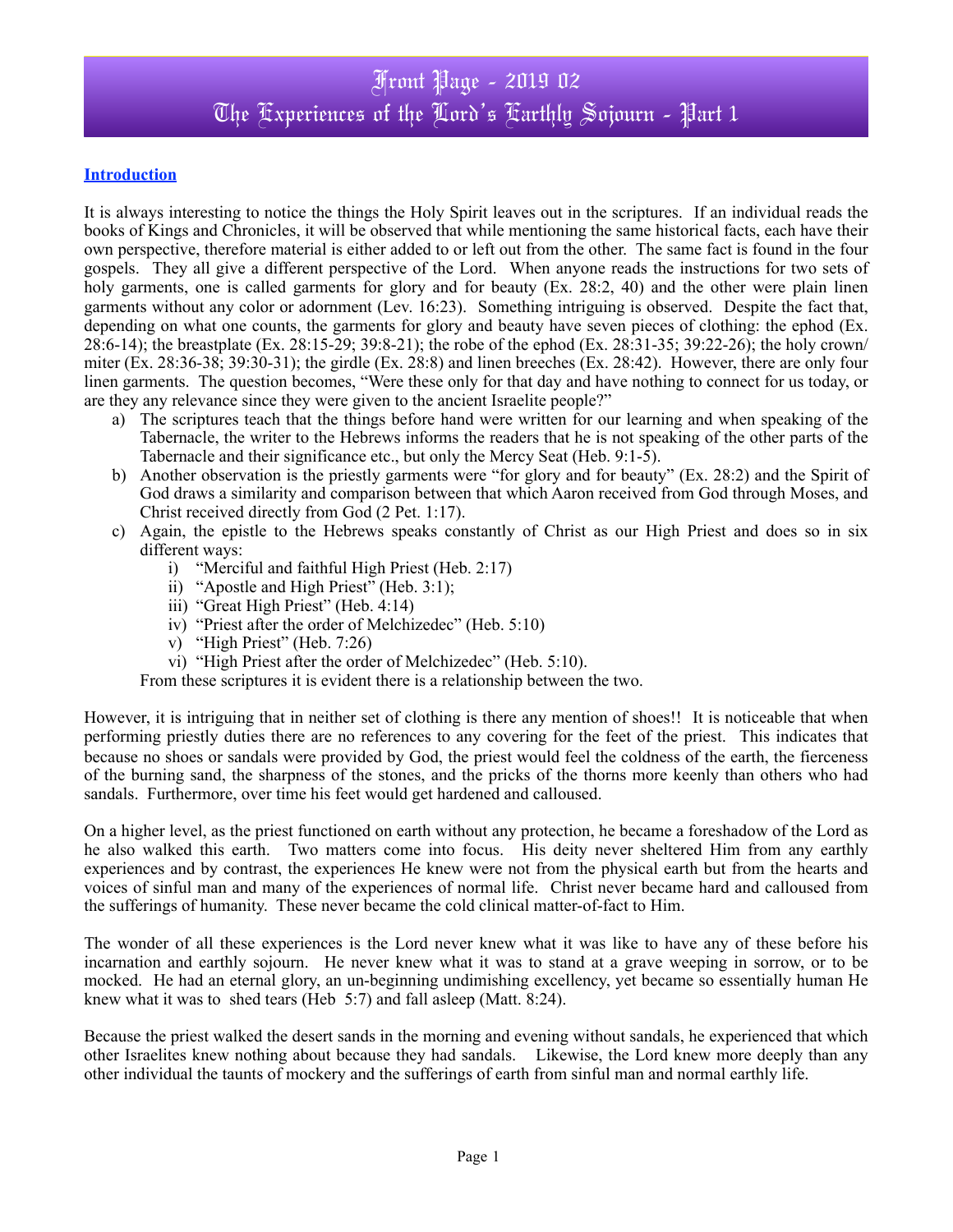# Front Page - 2019 02
# The Experiences of the Lord's Earthly Sojourn - Part 1

**Introduction**

It is always interesting to notice the things the Holy Spirit leaves out in the scriptures. If an individual reads the books of Kings and Chronicles, it will be observed that while mentioning the same historical facts, each have their own perspective, therefore material is either added to or left out from the other. The same fact is found in the four gospels. They all give a different perspective of the Lord. When anyone reads the instructions for two sets of holy garments, one is called garments for glory and for beauty (Ex. 28:2, 40) and the other were plain linen garments without any color or adornment (Lev. 16:23). Something intriguing is observed. Despite the fact that, depending on what one counts, the garments for glory and beauty have seven pieces of clothing: the ephod (Ex. 28:6-14); the breastplate (Ex. 28:15-29; 39:8-21); the robe of the ephod (Ex. 28:31-35; 39:22-26); the holy crown/ miter (Ex. 28:36-38; 39:30-31); the girdle (Ex. 28:8) and linen breeches (Ex. 28:42). However, there are only four linen garments. The question becomes, "Were these only for that day and have nothing to connect for us today, or are they any relevance since they were given to the ancient Israelite people?"

a) The scriptures teach that the things before hand were written for our learning and when speaking of the Tabernacle, the writer to the Hebrews informs the readers that he is not speaking of the other parts of the Tabernacle and their significance etc., but only the Mercy Seat (Heb. 9:1-5).
b) Another observation is the priestly garments were "for glory and for beauty" (Ex. 28:2) and the Spirit of God draws a similarity and comparison between that which Aaron received from God through Moses, and Christ received directly from God (2 Pet. 1:17).
c) Again, the epistle to the Hebrews speaks constantly of Christ as our High Priest and does so in six different ways:
    i) "Merciful and faithful High Priest (Heb. 2:17)
    ii) "Apostle and High Priest" (Heb. 3:1);
    iii) "Great High Priest" (Heb. 4:14)
    iv) "Priest after the order of Melchizedec" (Heb. 5:10)
    v) "High Priest" (Heb. 7:26)
    vi) "High Priest after the order of Melchizedec" (Heb. 5:10).

   From these scriptures it is evident there is a relationship between the two.

However, it is intriguing that in neither set of clothing is there any mention of shoes!! It is noticeable that when performing priestly duties there are no references to any covering for the feet of the priest. This indicates that because no shoes or sandals were provided by God, the priest would feel the coldness of the earth, the fierceness of the burning sand, the sharpness of the stones, and the pricks of the thorns more keenly than others who had sandals. Furthermore, over time his feet would get hardened and calloused.

On a higher level, as the priest functioned on earth without any protection, he became a foreshadow of the Lord as he also walked this earth. Two matters come into focus. His deity never sheltered Him from any earthly experiences and by contrast, the experiences He knew were not from the physical earth but from the hearts and voices of sinful man and many of the experiences of normal life. Christ never became hard and calloused from the sufferings of humanity. These never became the cold clinical matter-of-fact to Him.

The wonder of all these experiences is the Lord never knew what it was like to have any of these before his incarnation and earthly sojourn. He never knew what it was to stand at a grave weeping in sorrow, or to be mocked. He had an eternal glory, an un-beginning undimishing excellency, yet became so essentially human He knew what it was to shed tears (Heb 5:7) and fall asleep (Matt. 8:24).

Because the priest walked the desert sands in the morning and evening without sandals, he experienced that which other Israelites knew nothing about because they had sandals. Likewise, the Lord knew more deeply than any other individual the taunts of mockery and the sufferings of earth from sinful man and normal earthly life.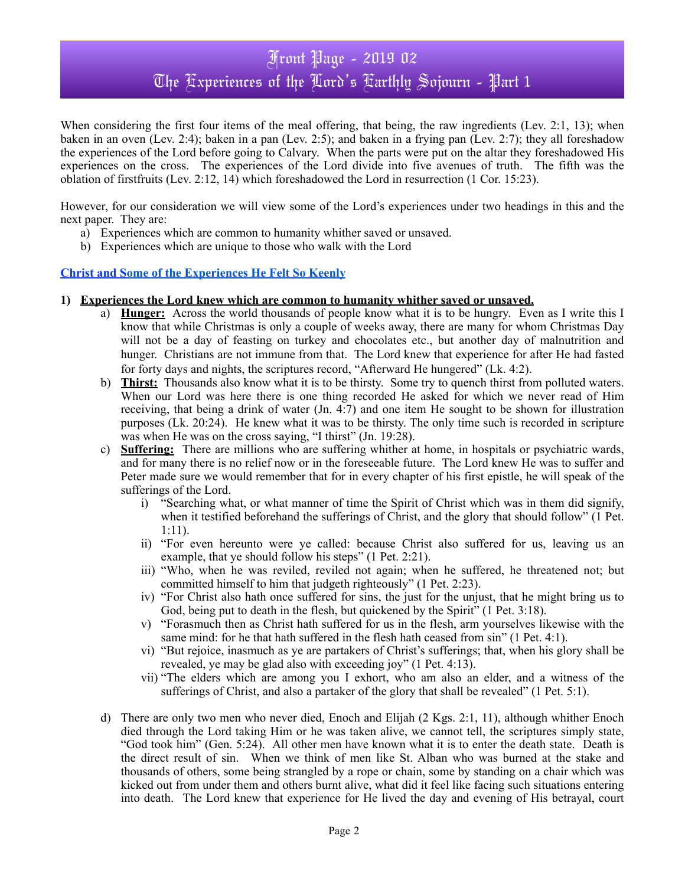# Front Page - 2019 02
# The Experiences of the Lord's Earthly Sojourn - Part 1

When considering the first four items of the meal offering, that being, the raw ingredients (Lev. 2:1, 13); when baken in an oven (Lev. 2:4); baken in a pan (Lev. 2:5); and baken in a frying pan (Lev. 2:7); they all foreshadow the experiences of the Lord before going to Calvary. When the parts were put on the altar they foreshadowed His experiences on the cross. The experiences of the Lord divide into five avenues of truth. The fifth was the oblation of firstfruits (Lev. 2:12, 14) which foreshadowed the Lord in resurrection (1 Cor. 15:23).

However, for our consideration we will view some of the Lord's experiences under two headings in this and the next paper. They are:

a) Experiences which are common to humanity whither saved or unsaved.
b) Experiences which are unique to those who walk with the Lord

**Christ and Some of the Experiences He Felt So Keenly**

**1) Experiences the Lord knew which are common to humanity whither saved or unsaved.**

a) **Hunger:** Across the world thousands of people know what it is to be hungry. Even as I write this I know that while Christmas is only a couple of weeks away, there are many for whom Christmas Day will not be a day of feasting on turkey and chocolates etc., but another day of malnutrition and hunger. Christians are not immune from that. The Lord knew that experience for after He had fasted for forty days and nights, the scriptures record, "Afterward He hungered" (Lk. 4:2).

b) **Thirst:** Thousands also know what it is to be thirsty. Some try to quench thirst from polluted waters. When our Lord was here there is one thing recorded He asked for which we never read of Him receiving, that being a drink of water (Jn. 4:7) and one item He sought to be shown for illustration purposes (Lk. 20:24). He knew what it was to be thirsty. The only time such is recorded in scripture was when He was on the cross saying, "I thirst" (Jn. 19:28).

c) **Suffering:** There are millions who are suffering whither at home, in hospitals or psychiatric wards, and for many there is no relief now or in the foreseeable future. The Lord knew He was to suffer and Peter made sure we would remember that for in every chapter of his first epistle, he will speak of the sufferings of the Lord.

   i) "Searching what, or what manner of time the Spirit of Christ which was in them did signify, when it testified beforehand the sufferings of Christ, and the glory that should follow" (1 Pet. 1:11).
   ii) "For even hereunto were ye called: because Christ also suffered for us, leaving us an example, that ye should follow his steps" (1 Pet. 2:21).
   iii) "Who, when he was reviled, reviled not again; when he suffered, he threatened not; but committed himself to him that judgeth righteously" (1 Pet. 2:23).
   iv) "For Christ also hath once suffered for sins, the just for the unjust, that he might bring us to God, being put to death in the flesh, but quickened by the Spirit" (1 Pet. 3:18).
   v) "Forasmuch then as Christ hath suffered for us in the flesh, arm yourselves likewise with the same mind: for he that hath suffered in the flesh hath ceased from sin" (1 Pet. 4:1).
   vi) "But rejoice, inasmuch as ye are partakers of Christ's sufferings; that, when his glory shall be revealed, ye may be glad also with exceeding joy" (1 Pet. 4:13).
   vii) "The elders which are among you I exhort, who am also an elder, and a witness of the sufferings of Christ, and also a partaker of the glory that shall be revealed" (1 Pet. 5:1).

d) There are only two men who never died, Enoch and Elijah (2 Kgs. 2:1, 11), although whither Enoch died through the Lord taking Him or he was taken alive, we cannot tell, the scriptures simply state, "God took him" (Gen. 5:24). All other men have known what it is to enter the death state. Death is the direct result of sin. When we think of men like St. Alban who was burned at the stake and thousands of others, some being strangled by a rope or chain, some by standing on a chair which was kicked out from under them and others burnt alive, what did it feel like facing such situations entering into death. The Lord knew that experience for He lived the day and evening of His betrayal, court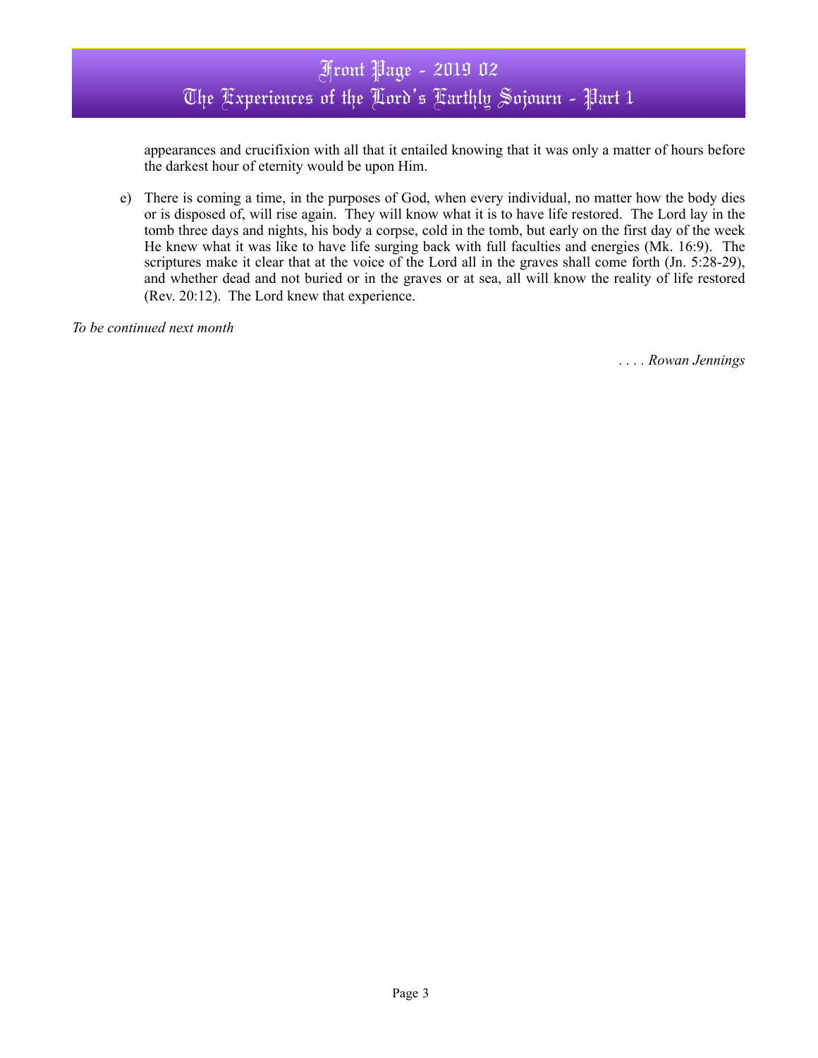appearances and crucifixion with all that it entailed knowing that it was only a matter of hours before the darkest hour of eternity would be upon Him.

e) There is coming a time, in the purposes of God, when every individual, no matter how the body dies or is disposed of, will rise again. They will know what it is to have life restored. The Lord lay in the tomb three days and nights, his body a corpse, cold in the tomb, but early on the first day of the week He knew what it was like to have life surging back with full faculties and energies (Mk. 16:9). The scriptures make it clear that at the voice of the Lord all in the graves shall come forth (Jn. 5:28-29), and whether dead and not buried or in the graves or at sea, all will know the reality of life restored (Rev. 20:12). The Lord knew that experience.

*To be continued next month*

*. . . . Rowan Jennings*